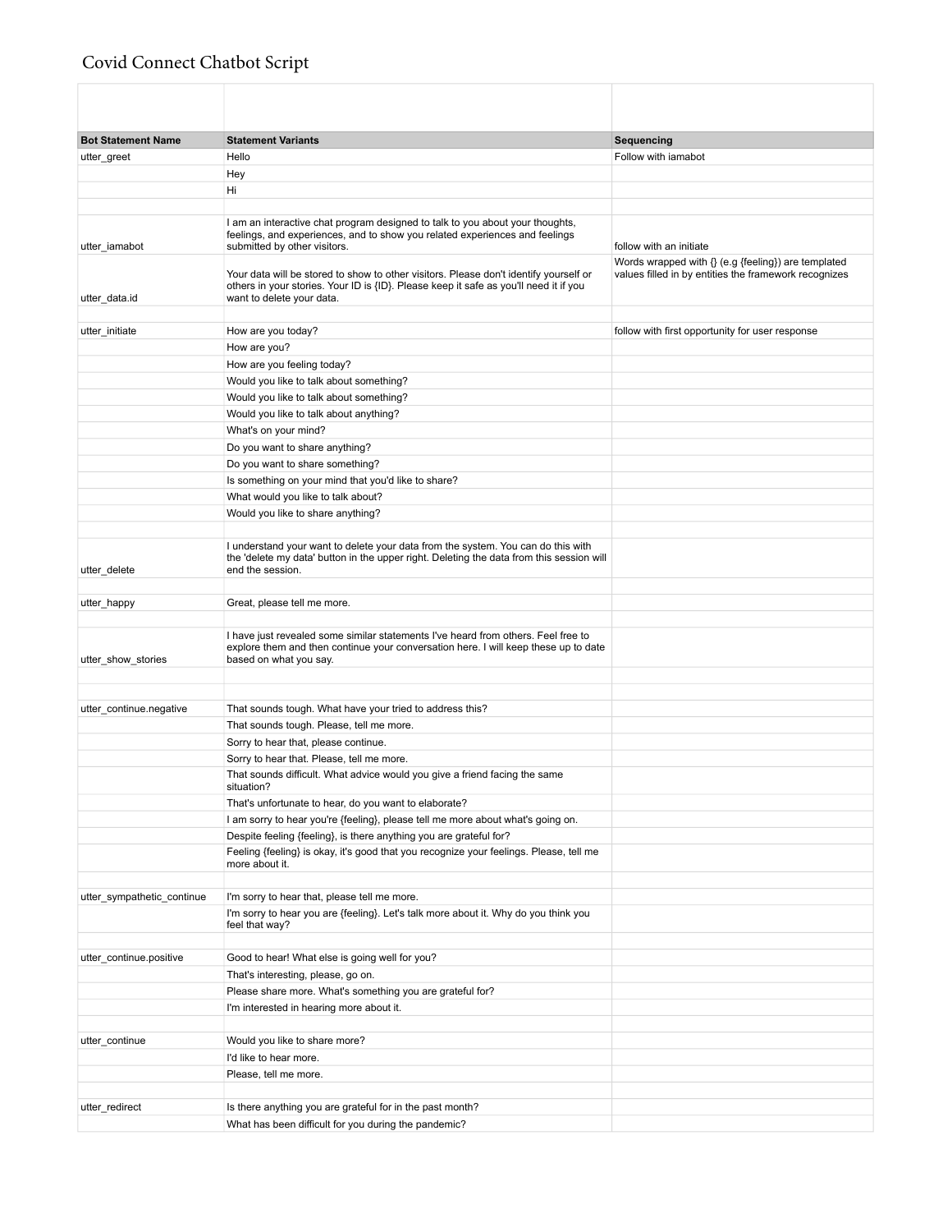# Covid Connect Chatbot Script

| Bot Statement Name | Statement Variants | Sequencing |
| --- | --- | --- |
| utter_greet | Hello | Follow with iamabot |
| | Hey | |
| | Hi | |
| | | |
| utter_iamabot | I am an interactive chat program designed to talk to you about your thoughts, feelings, and experiences, and to show you related experiences and feelings submitted by other visitors. | follow with an initiate |
| utter_data.id | Your data will be stored to show to other visitors. Please don't identify yourself or others in your stories. Your ID is {ID}. Please keep it safe as you'll need it if you want to delete your data. | Words wrapped with {} (e.g {feeling}) are templated values filled in by entities the framework recognizes |
| | | |
| utter_initiate | How are you today? | follow with first opportunity for user response |
| | How are you? | |
| | How are you feeling today? | |
| | Would you like to talk about something? | |
| | Would you like to talk about something? | |
| | Would you like to talk about anything? | |
| | What's on your mind? | |
| | Do you want to share anything? | |
| | Do you want to share something? | |
| | Is something on your mind that you'd like to share? | |
| | What would you like to talk about? | |
| | Would you like to share anything? | |
| | | |
| utter_delete | I understand your want to delete your data from the system. You can do this with the 'delete my data' button in the upper right. Deleting the data from this session will end the session. | |
| | | |
| utter_happy | Great, please tell me more. | |
| | | |
| utter_show_stories | I have just revealed some similar statements I've heard from others. Feel free to explore them and then continue your conversation here. I will keep these up to date based on what you say. | |
| | | |
| | | |
| utter_continue.negative | That sounds tough. What have your tried to address this? | |
| | That sounds tough. Please, tell me more. | |
| | Sorry to hear that, please continue. | |
| | Sorry to hear that. Please, tell me more. | |
| | That sounds difficult. What advice would you give a friend facing the same situation? | |
| | That's unfortunate to hear, do you want to elaborate? | |
| | I am sorry to hear you're {feeling}, please tell me more about what's going on. | |
| | Despite feeling {feeling}, is there anything you are grateful for? | |
| | Feeling {feeling} is okay, it's good that you recognize your feelings. Please, tell me more about it. | |
| | | |
| utter_sympathetic_continue | I'm sorry to hear that, please tell me more. | |
| | I'm sorry to hear you are {feeling}. Let's talk more about it. Why do you think you feel that way? | |
| | | |
| utter_continue.positive | Good to hear! What else is going well for you? | |
| | That's interesting, please, go on. | |
| | Please share more. What's something you are grateful for? | |
| | I'm interested in hearing more about it. | |
| | | |
| utter_continue | Would you like to share more? | |
| | I'd like to hear more. | |
| | Please, tell me more. | |
| | | |
| utter_redirect | Is there anything you are grateful for in the past month? | |
| | What has been difficult for you during the pandemic? | |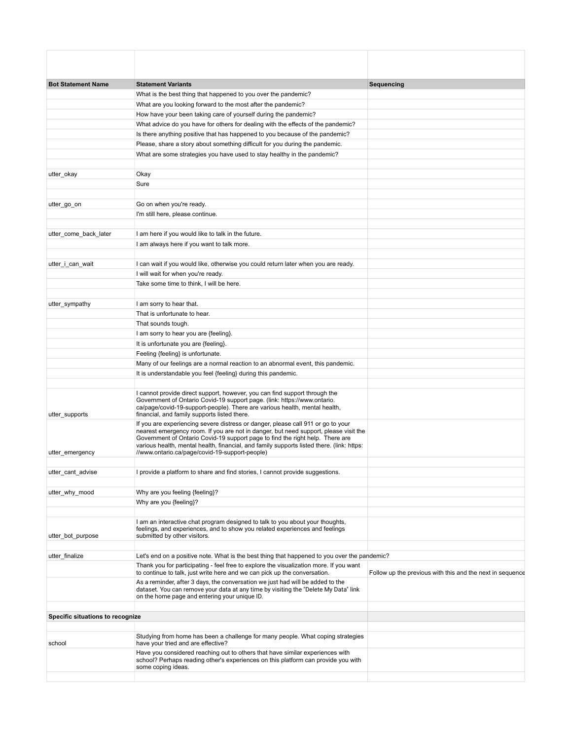| Bot Statement Name | Statement Variants | Sequencing |
|---|---|---|
| | What is the best thing that happened to you over the pandemic? | |
| | What are you looking forward to the most after the pandemic? | |
| | How have your been taking care of yourself during the pandemic? | |
| | What advice do you have for others for dealing with the effects of the pandemic? | |
| | Is there anything positive that has happened to you because of the pandemic? | |
| | Please, share a story about something difficult for you during the pandemic. | |
| | What are some strategies you have used to stay healthy in the pandemic? | |
| | | |
| utter_okay | Okay | |
| | Sure | |
| | | |
| utter_go_on | Go on when you're ready. | |
| | I'm still here, please continue. | |
| | | |
| utter_come_back_later | I am here if you would like to talk in the future. | |
| | I am always here if you want to talk more. | |
| | | |
| utter_i_can_wait | I can wait if you would like, otherwise you could return later when you are ready. | |
| | I will wait for when you're ready. | |
| | Take some time to think, I will be here. | |
| | | |
| utter_sympathy | I am sorry to hear that. | |
| | That is unfortunate to hear. | |
| | That sounds tough. | |
| | I am sorry to hear you are {feeling}. | |
| | It is unfortunate you are {feeling}. | |
| | Feeling {feeling} is unfortunate. | |
| | Many of our feelings are a normal reaction to an abnormal event, this pandemic. | |
| | It is understandable you feel {feeling} during this pandemic. | |
| | | |
| utter_supports | I cannot provide direct support, however, you can find support through the Government of Ontario Covid-19 support page. (link: https://www.ontario.ca/page/covid-19-support-people). There are various health, mental health, financial, and family supports listed there. | |
| utter_emergency | If you are experiencing severe distress or danger, please call 911 or go to your nearest emergency room. If you are not in danger, but need support, please visit the Government of Ontario Covid-19 support page to find the right help. There are various health, mental health, financial, and family supports listed there. (link: https://www.ontario.ca/page/covid-19-support-people) | |
| | | |
| utter_cant_advise | I provide a platform to share and find stories, I cannot provide suggestions. | |
| | | |
| utter_why_mood | Why are you feeling {feeling}? | |
| | Why are you {feeling}? | |
| | | |
| utter_bot_purpose | I am an interactive chat program designed to talk to you about your thoughts, feelings, and experiences, and to show you related experiences and feelings submitted by other visitors. | |
| | | |
| utter_finalize | Let's end on a positive note. What is the best thing that happened to you over the pandemic? | |
| | Thank you for participating - feel free to explore the visualization more. If you want to continue to talk, just write here and we can pick up the conversation. | Follow up the previous with this and the next in sequence |
| | As a reminder, after 3 days, the conversation we just had will be added to the dataset. You can remove your data at any time by visiting the "Delete My Data" link on the home page and entering your unique ID. | |
| | | |
| **Specific situations to recognize** | | |
| | | |
| school | Studying from home has been a challenge for many people. What coping strategies have your tried and are effective? | |
| | Have you considered reaching out to others that have similar experiences with school? Perhaps reading other's experiences on this platform can provide you with some coping ideas. | |
| | | |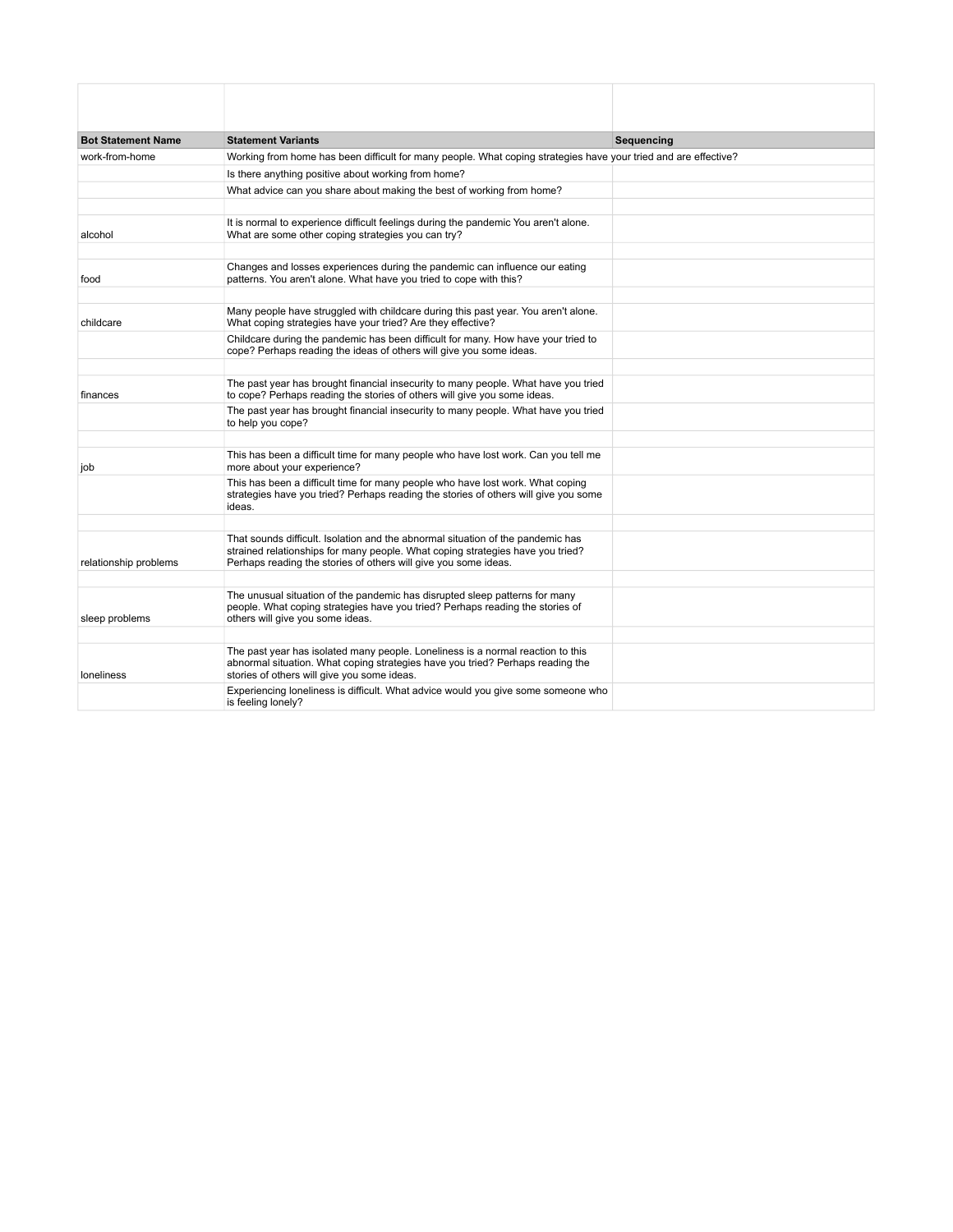| Bot Statement Name | Statement Variants | Sequencing |
|---|---|---|
| work-from-home | Working from home has been difficult for many people. What coping strategies have your tried and are effective? | |
| | Is there anything positive about working from home? | |
| | What advice can you share about making the best of working from home? | |
| | | |
| alcohol | It is normal to experience difficult feelings during the pandemic You aren't alone. What are some other coping strategies you can try? | |
| | | |
| food | Changes and losses experiences during the pandemic can influence our eating patterns. You aren't alone. What have you tried to cope with this? | |
| | | |
| childcare | Many people have struggled with childcare during this past year. You aren't alone. What coping strategies have your tried? Are they effective? | |
| | Childcare during the pandemic has been difficult for many. How have your tried to cope? Perhaps reading the ideas of others will give you some ideas. | |
| | | |
| finances | The past year has brought financial insecurity to many people. What have you tried to cope? Perhaps reading the stories of others will give you some ideas. | |
| | The past year has brought financial insecurity to many people. What have you tried to help you cope? | |
| | | |
| job | This has been a difficult time for many people who have lost work. Can you tell me more about your experience? | |
| | This has been a difficult time for many people who have lost work. What coping strategies have you tried? Perhaps reading the stories of others will give you some ideas. | |
| | | |
| relationship problems | That sounds difficult. Isolation and the abnormal situation of the pandemic has strained relationships for many people. What coping strategies have you tried? Perhaps reading the stories of others will give you some ideas. | |
| | | |
| sleep problems | The unusual situation of the pandemic has disrupted sleep patterns for many people. What coping strategies have you tried? Perhaps reading the stories of others will give you some ideas. | |
| | | |
| loneliness | The past year has isolated many people. Loneliness is a normal reaction to this abnormal situation. What coping strategies have you tried? Perhaps reading the stories of others will give you some ideas. | |
| | Experiencing loneliness is difficult. What advice would you give some someone who is feeling lonely? | |